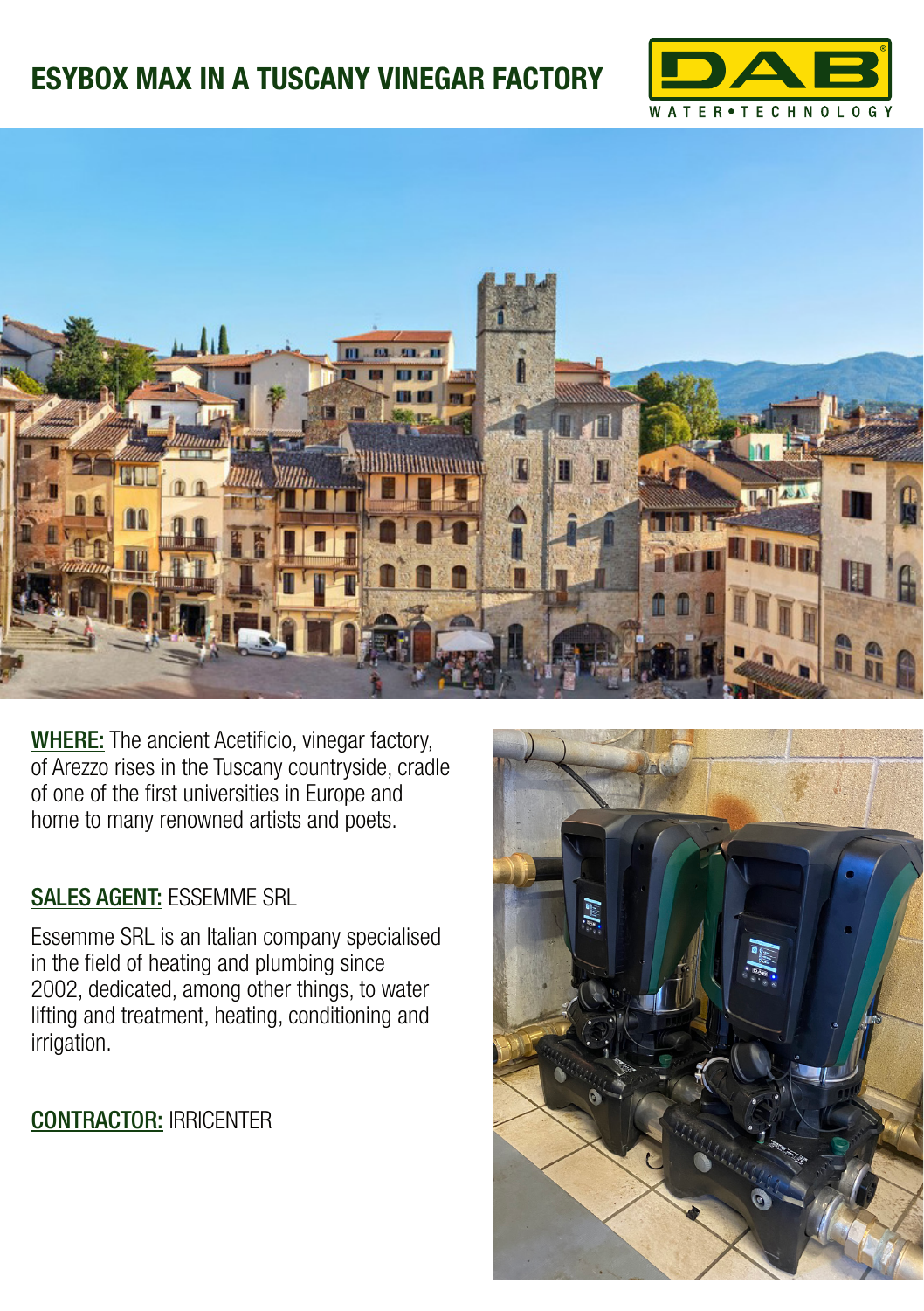# ESYBOX MAX IN A TUSCANY VINEGAR FACTORY

DAB
WATER•TECHNOLOGY

**WHERE:** The ancient Acetificio, vinegar factory, of Arezzo rises in the Tuscany countryside, cradle of one of the first universities in Europe and home to many renowned artists and poets.

**SALES AGENT:** ESSEMME SRL

Essemme SRL is an Italian company specialised in the field of heating and plumbing since 2002, dedicated, among other things, to water lifting and treatment, heating, conditioning and irrigation.

**CONTRACTOR:** IRRICENTER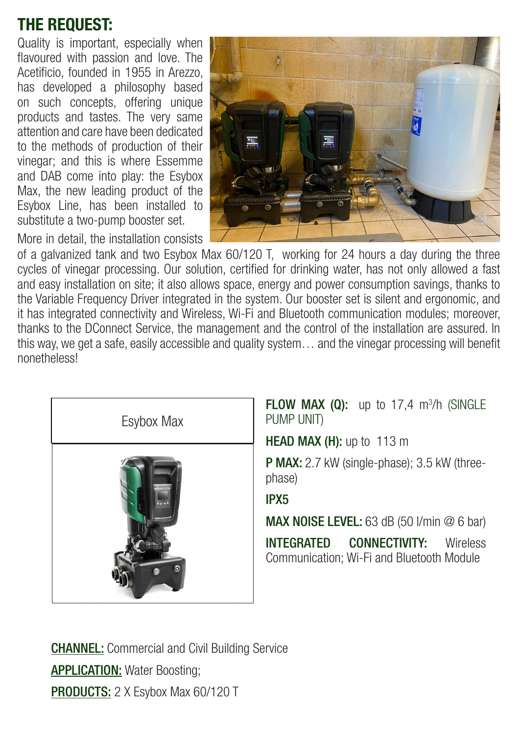## THE REQUEST:

Quality is important, especially when flavoured with passion and love. The Acetificio, founded in 1955 in Arezzo, has developed a philosophy based on such concepts, offering unique products and tastes. The very same attention and care have been dedicated to the methods of production of their vinegar; and this is where Essemme and DAB come into play: the Esybox Max, the new leading product of the Esybox Line, has been installed to substitute a two-pump booster set.

More in detail, the installation consists of a galvanized tank and two Esybox Max 60/120 T, working for 24 hours a day during the three cycles of vinegar processing. Our solution, certified for drinking water, has not only allowed a fast and easy installation on site; it also allows space, energy and power consumption savings, thanks to the Variable Frequency Driver integrated in the system. Our booster set is silent and ergonomic, and it has integrated connectivity and Wireless, Wi-Fi and Bluetooth communication modules; moreover, thanks to the DConnect Service, the management and the control of the installation are assured. In this way, we get a safe, easily accessible and quality system… and the vinegar processing will benefit nonetheless!

Esybox Max

**FLOW MAX (Q):** up to 17,4 m³/h (SINGLE PUMP UNIT)

**HEAD MAX (H):** up to 113 m

**P MAX:** 2.7 kW (single-phase); 3.5 kW (three-phase)

**IPX5**

**MAX NOISE LEVEL:** 63 dB (50 l/min @ 6 bar)

**INTEGRATED CONNECTIVITY:** Wireless Communication; Wi-Fi and Bluetooth Module

**CHANNEL:** Commercial and Civil Building Service

**APPLICATION:** Water Boosting;

**PRODUCTS:** 2 X Esybox Max 60/120 T